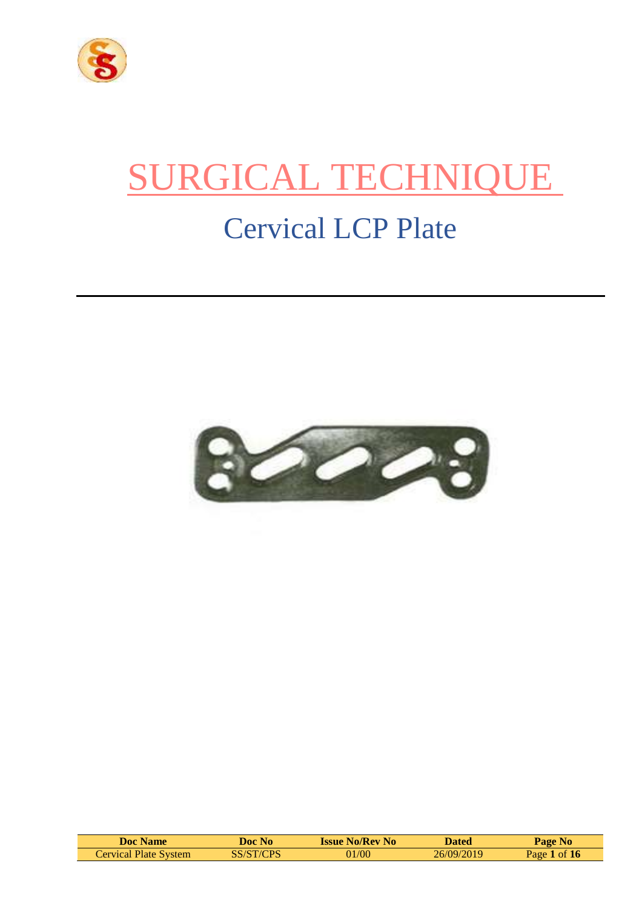# SURGICAL TECHNIQUE

## Cervical LCP Plate

| Doc Name | Doc No | Issue No/Rev No | Dated | Page No |
|---|---|---|---|---|
| Cervical Plate System | SS/ST/CPS | 01/00 | 26/09/2019 | Page **1** of **16** |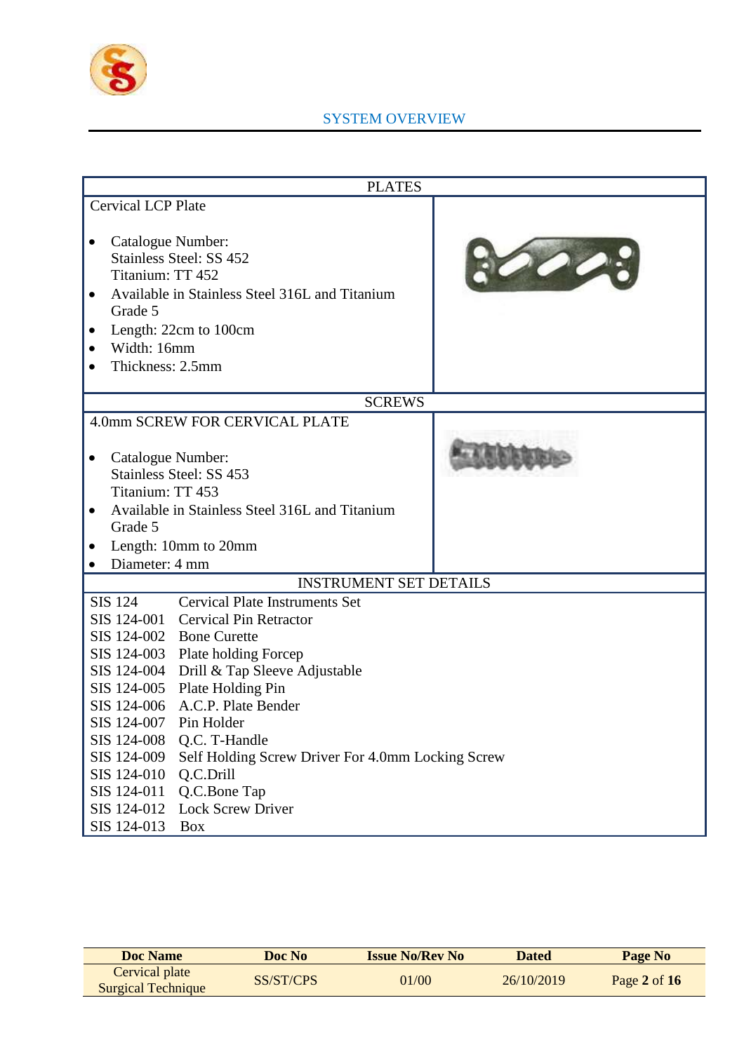## SYSTEM OVERVIEW

### PLATES

**Cervical LCP Plate**

- Catalogue Number:
  Stainless Steel: SS 452
  Titanium: TT 452
- Available in Stainless Steel 316L and Titanium Grade 5
- Length: 22cm to 100cm
- Width: 16mm
- Thickness: 2.5mm

### SCREWS

**4.0mm SCREW FOR CERVICAL PLATE**

- Catalogue Number:
  Stainless Steel: SS 453
  Titanium: TT 453
- Available in Stainless Steel 316L and Titanium Grade 5
- Length: 10mm to 20mm
- Diameter: 4 mm

### INSTRUMENT SET DETAILS

| Code | Description |
|---|---|
| SIS 124 | Cervical Plate Instruments Set |
| SIS 124-001 | Cervical Pin Retractor |
| SIS 124-002 | Bone Curette |
| SIS 124-003 | Plate holding Forcep |
| SIS 124-004 | Drill & Tap Sleeve Adjustable |
| SIS 124-005 | Plate Holding Pin |
| SIS 124-006 | A.C.P. Plate Bender |
| SIS 124-007 | Pin Holder |
| SIS 124-008 | Q.C. T-Handle |
| SIS 124-009 | Self Holding Screw Driver For 4.0mm Locking Screw |
| SIS 124-010 | Q.C.Drill |
| SIS 124-011 | Q.C.Bone Tap |
| SIS 124-012 | Lock Screw Driver |
| SIS 124-013 | Box |

| Doc Name | Doc No | Issue No/Rev No | Dated |
|---|---|---|---|
| Cervical plate Surgical Technique | SS/ST/CPS | 01/00 | 26/10/2019 |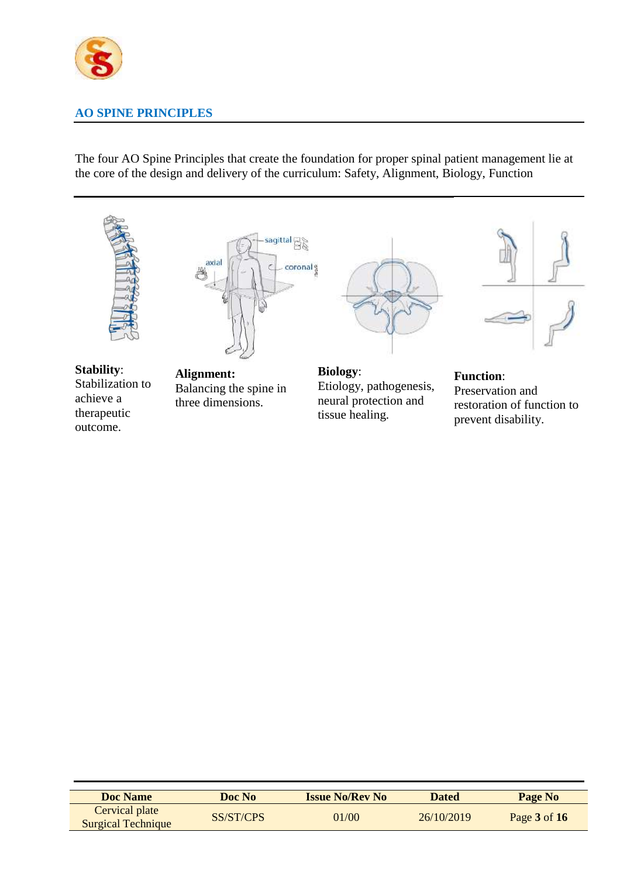## AO SPINE PRINCIPLES

The four AO Spine Principles that create the foundation for proper spinal patient management lie at the core of the design and delivery of the curriculum: Safety, Alignment, Biology, Function

**Stability**: Stabilization to achieve a therapeutic outcome.

**Alignment:** Balancing the spine in three dimensions.

**Biology**: Etiology, pathogenesis, neural protection and tissue healing.

**Function**: Preservation and restoration of function to prevent disability.

| Doc Name | Doc No | Issue No/Rev No | Dated | Page No |
|---|---|---|---|---|
| Cervical plate Surgical Technique | SS/ST/CPS | 01/00 | 26/10/2019 | Page **3** of **16** |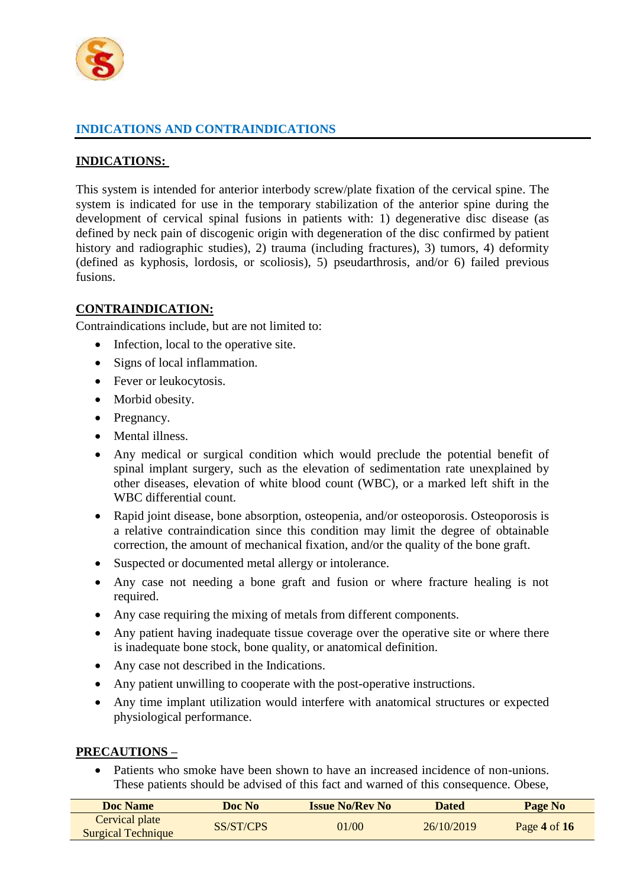## INDICATIONS AND CONTRAINDICATIONS

### INDICATIONS:

This system is intended for anterior interbody screw/plate fixation of the cervical spine. The system is indicated for use in the temporary stabilization of the anterior spine during the development of cervical spinal fusions in patients with: 1) degenerative disc disease (as defined by neck pain of discogenic origin with degeneration of the disc confirmed by patient history and radiographic studies), 2) trauma (including fractures), 3) tumors, 4) deformity (defined as kyphosis, lordosis, or scoliosis), 5) pseudarthrosis, and/or 6) failed previous fusions.

### CONTRAINDICATION:

Contraindications include, but are not limited to:

- Infection, local to the operative site.
- Signs of local inflammation.
- Fever or leukocytosis.
- Morbid obesity.
- Pregnancy.
- Mental illness.
- Any medical or surgical condition which would preclude the potential benefit of spinal implant surgery, such as the elevation of sedimentation rate unexplained by other diseases, elevation of white blood count (WBC), or a marked left shift in the WBC differential count.
- Rapid joint disease, bone absorption, osteopenia, and/or osteoporosis. Osteoporosis is a relative contraindication since this condition may limit the degree of obtainable correction, the amount of mechanical fixation, and/or the quality of the bone graft.
- Suspected or documented metal allergy or intolerance.
- Any case not needing a bone graft and fusion or where fracture healing is not required.
- Any case requiring the mixing of metals from different components.
- Any patient having inadequate tissue coverage over the operative site or where there is inadequate bone stock, bone quality, or anatomical definition.
- Any case not described in the Indications.
- Any patient unwilling to cooperate with the post-operative instructions.
- Any time implant utilization would interfere with anatomical structures or expected physiological performance.

### PRECAUTIONS –

- Patients who smoke have been shown to have an increased incidence of non-unions. These patients should be advised of this fact and warned of this consequence. Obese,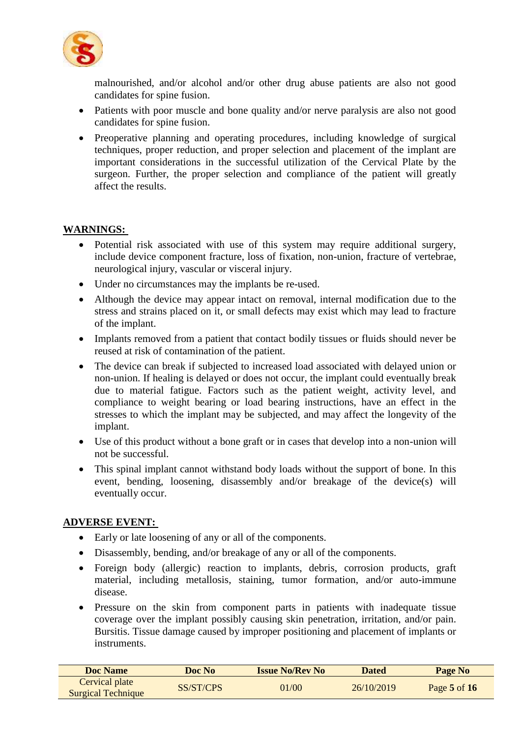malnourished, and/or alcohol and/or other drug abuse patients are also not good candidates for spine fusion.

- Patients with poor muscle and bone quality and/or nerve paralysis are also not good candidates for spine fusion.
- Preoperative planning and operating procedures, including knowledge of surgical techniques, proper reduction, and proper selection and placement of the implant are important considerations in the successful utilization of the Cervical Plate by the surgeon. Further, the proper selection and compliance of the patient will greatly affect the results.

## WARNINGS:

- Potential risk associated with use of this system may require additional surgery, include device component fracture, loss of fixation, non-union, fracture of vertebrae, neurological injury, vascular or visceral injury.
- Under no circumstances may the implants be re-used.
- Although the device may appear intact on removal, internal modification due to the stress and strains placed on it, or small defects may exist which may lead to fracture of the implant.
- Implants removed from a patient that contact bodily tissues or fluids should never be reused at risk of contamination of the patient.
- The device can break if subjected to increased load associated with delayed union or non-union. If healing is delayed or does not occur, the implant could eventually break due to material fatigue. Factors such as the patient weight, activity level, and compliance to weight bearing or load bearing instructions, have an effect in the stresses to which the implant may be subjected, and may affect the longevity of the implant.
- Use of this product without a bone graft or in cases that develop into a non-union will not be successful.
- This spinal implant cannot withstand body loads without the support of bone. In this event, bending, loosening, disassembly and/or breakage of the device(s) will eventually occur.

## ADVERSE EVENT:

- Early or late loosening of any or all of the components.
- Disassembly, bending, and/or breakage of any or all of the components.
- Foreign body (allergic) reaction to implants, debris, corrosion products, graft material, including metallosis, staining, tumor formation, and/or auto-immune disease.
- Pressure on the skin from component parts in patients with inadequate tissue coverage over the implant possibly causing skin penetration, irritation, and/or pain. Bursitis. Tissue damage caused by improper positioning and placement of implants or instruments.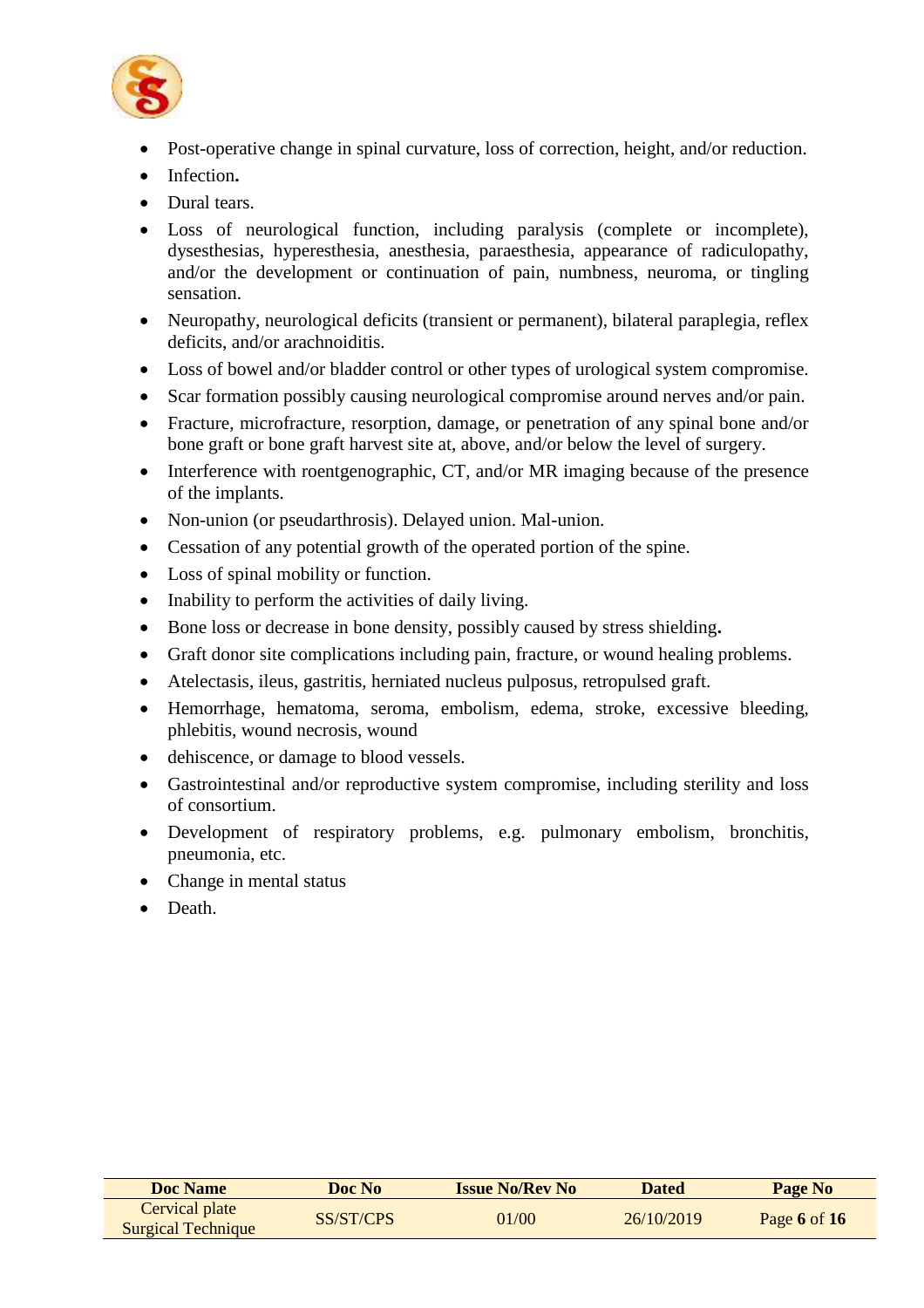- Post-operative change in spinal curvature, loss of correction, height, and/or reduction.
- Infection**.**
- Dural tears.
- Loss of neurological function, including paralysis (complete or incomplete), dysesthesias, hyperesthesia, anesthesia, paraesthesia, appearance of radiculopathy, and/or the development or continuation of pain, numbness, neuroma, or tingling sensation.
- Neuropathy, neurological deficits (transient or permanent), bilateral paraplegia, reflex deficits, and/or arachnoiditis.
- Loss of bowel and/or bladder control or other types of urological system compromise.
- Scar formation possibly causing neurological compromise around nerves and/or pain.
- Fracture, microfracture, resorption, damage, or penetration of any spinal bone and/or bone graft or bone graft harvest site at, above, and/or below the level of surgery.
- Interference with roentgenographic, CT, and/or MR imaging because of the presence of the implants.
- Non-union (or pseudarthrosis). Delayed union. Mal-union.
- Cessation of any potential growth of the operated portion of the spine.
- Loss of spinal mobility or function.
- Inability to perform the activities of daily living.
- Bone loss or decrease in bone density, possibly caused by stress shielding**.**
- Graft donor site complications including pain, fracture, or wound healing problems.
- Atelectasis, ileus, gastritis, herniated nucleus pulposus, retropulsed graft.
- Hemorrhage, hematoma, seroma, embolism, edema, stroke, excessive bleeding, phlebitis, wound necrosis, wound
- dehiscence, or damage to blood vessels.
- Gastrointestinal and/or reproductive system compromise, including sterility and loss of consortium.
- Development of respiratory problems, e.g. pulmonary embolism, bronchitis, pneumonia, etc.
- Change in mental status
- Death.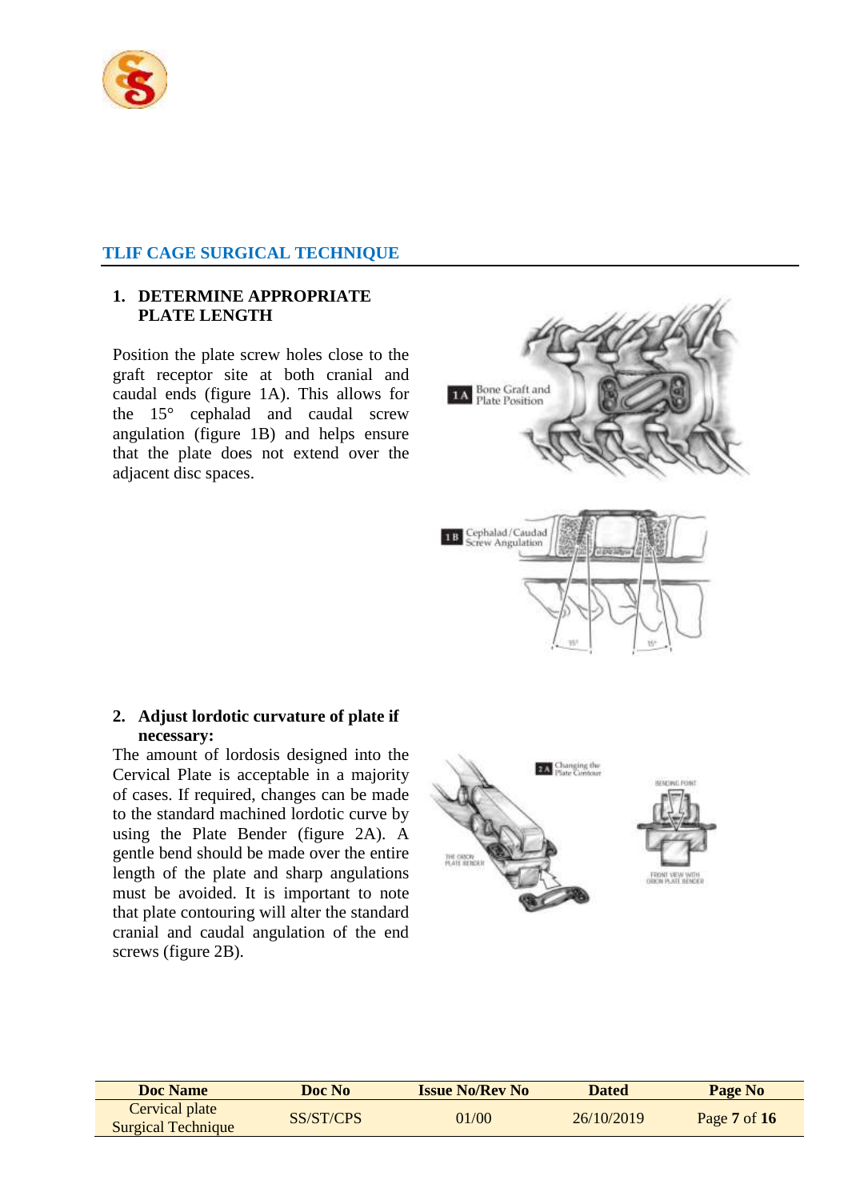## TLIF CAGE SURGICAL TECHNIQUE

### 1. DETERMINE APPROPRIATE PLATE LENGTH

Position the plate screw holes close to the graft receptor site at both cranial and caudal ends (figure 1A). This allows for the 15° cephalad and caudal screw angulation (figure 1B) and helps ensure that the plate does not extend over the adjacent disc spaces.

1A Bone Graft and Plate Position

1B Cephalad/Caudad Screw Angulation

### 2. Adjust lordotic curvature of plate if necessary:

The amount of lordosis designed into the Cervical Plate is acceptable in a majority of cases. If required, changes can be made to the standard machined lordotic curve by using the Plate Bender (figure 2A). A gentle bend should be made over the entire length of the plate and sharp angulations must be avoided. It is important to note that plate contouring will alter the standard cranial and caudal angulation of the end screws (figure 2B).

2A Changing the Plate Contour

| Doc Name | Doc No | Issue No/Rev No | Dated | Page No |
|---|---|---|---|---|
| Cervical plate Surgical Technique | SS/ST/CPS | 01/00 | 26/10/2019 | Page **7** of **16** |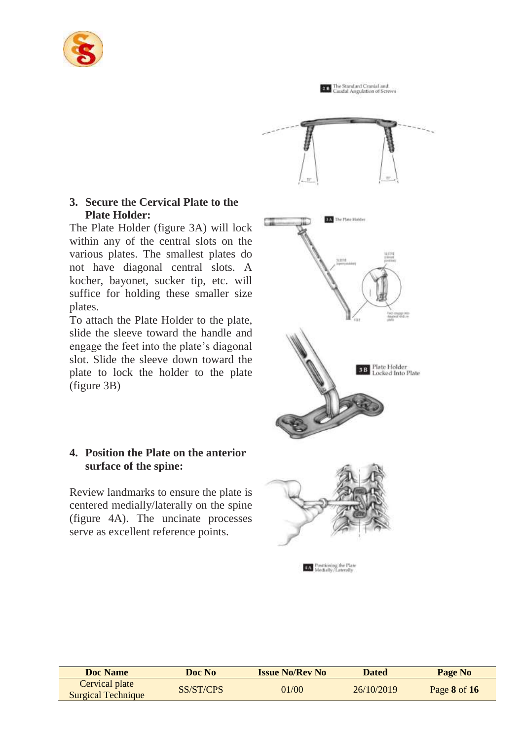2 B The Standard Cranial and Caudal Angulation of Screws

3. **Secure the Cervical Plate to the Plate Holder:**

The Plate Holder (figure 3A) will lock within any of the central slots on the various plates. The smallest plates do not have diagonal central slots. A kocher, bayonet, sucker tip, etc. will suffice for holding these smaller size plates.

To attach the Plate Holder to the plate, slide the sleeve toward the handle and engage the feet into the plate's diagonal slot. Slide the sleeve down toward the plate to lock the holder to the plate (figure 3B)

3 A The Plate Holder

3 B Plate Holder Locked Into Plate

4. **Position the Plate on the anterior surface of the spine:**

Review landmarks to ensure the plate is centered medially/laterally on the spine (figure 4A). The uncinate processes serve as excellent reference points.

4 A Positioning the Plate Medially/Laterally

| Doc Name | Doc No | Issue No/Rev No | Dated | Page No |
|---|---|---|---|---|
| Cervical plate Surgical Technique | SS/ST/CPS | 01/00 | 26/10/2019 | Page **8** of **16** |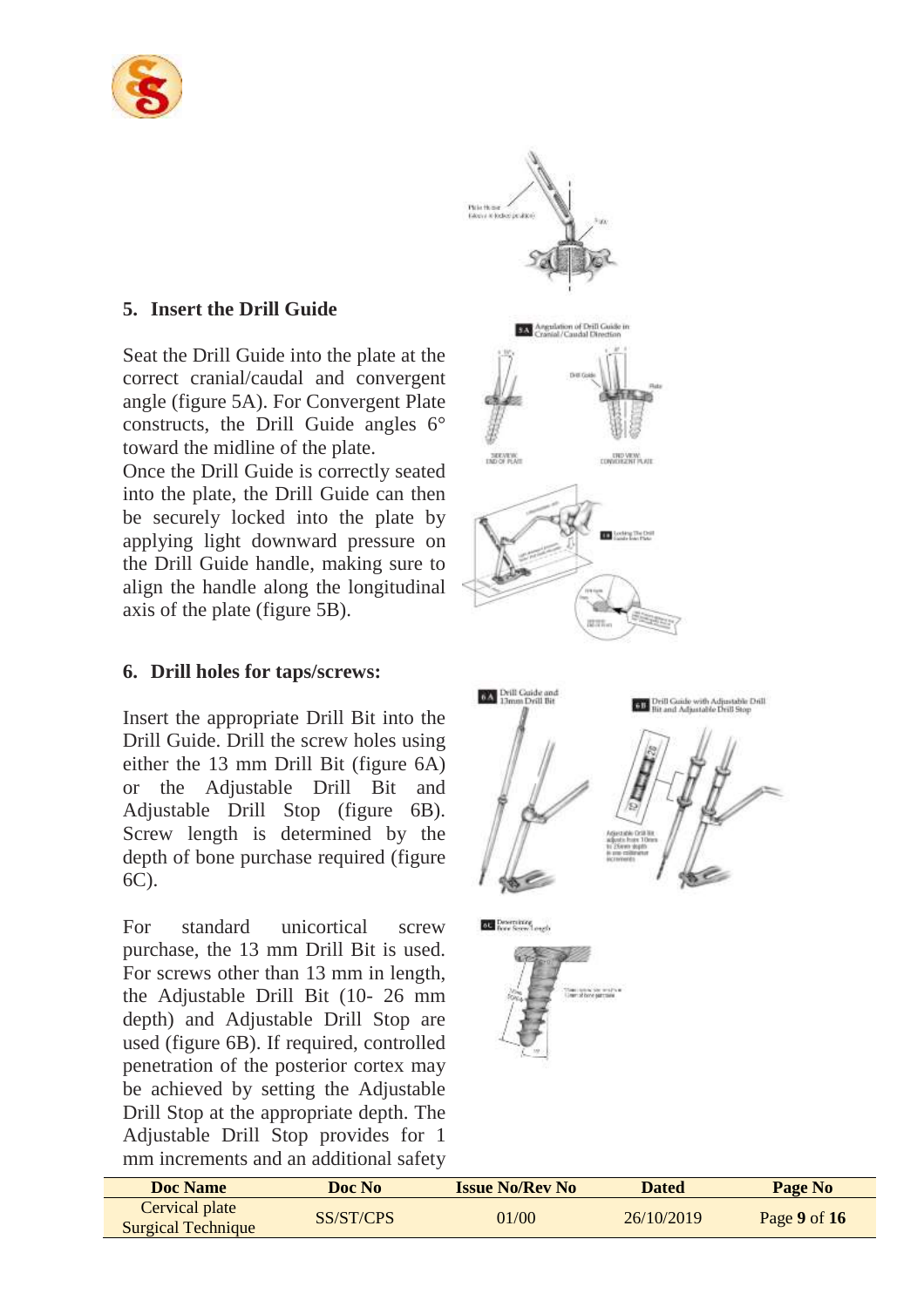## 5. Insert the Drill Guide

Seat the Drill Guide into the plate at the correct cranial/caudal and convergent angle (figure 5A). For Convergent Plate constructs, the Drill Guide angles 6° toward the midline of the plate.
Once the Drill Guide is correctly seated into the plate, the Drill Guide can then be securely locked into the plate by applying light downward pressure on the Drill Guide handle, making sure to align the handle along the longitudinal axis of the plate (figure 5B).

## 6. Drill holes for taps/screws:

Insert the appropriate Drill Bit into the Drill Guide. Drill the screw holes using either the 13 mm Drill Bit (figure 6A) or the Adjustable Drill Bit and Adjustable Drill Stop (figure 6B). Screw length is determined by the depth of bone purchase required (figure 6C).

For standard unicortical screw purchase, the 13 mm Drill Bit is used. For screws other than 13 mm in length, the Adjustable Drill Bit (10- 26 mm depth) and Adjustable Drill Stop are used (figure 6B). If required, controlled penetration of the posterior cortex may be achieved by setting the Adjustable Drill Stop at the appropriate depth. The Adjustable Drill Stop provides for 1 mm increments and an additional safety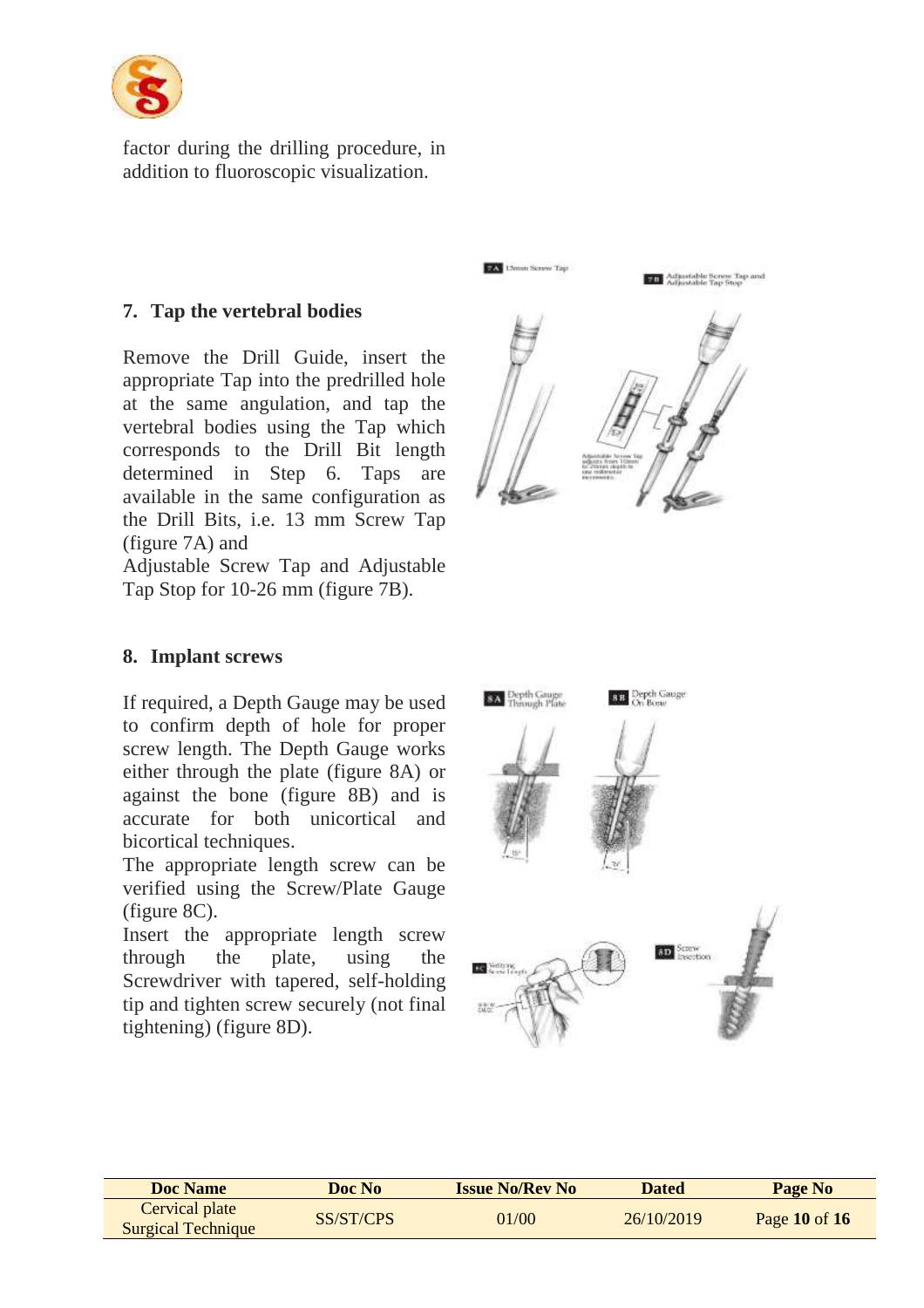factor during the drilling procedure, in addition to fluoroscopic visualization.

### 7. Tap the vertebral bodies

Remove the Drill Guide, insert the appropriate Tap into the predrilled hole at the same angulation, and tap the vertebral bodies using the Tap which corresponds to the Drill Bit length determined in Step 6. Taps are available in the same configuration as the Drill Bits, i.e. 13 mm Screw Tap (figure 7A) and
Adjustable Screw Tap and Adjustable Tap Stop for 10-26 mm (figure 7B).

### 8. Implant screws

If required, a Depth Gauge may be used to confirm depth of hole for proper screw length. The Depth Gauge works either through the plate (figure 8A) or against the bone (figure 8B) and is accurate for both unicortical and bicortical techniques.
The appropriate length screw can be verified using the Screw/Plate Gauge (figure 8C).
Insert the appropriate length screw through the plate, using the Screwdriver with tapered, self-holding tip and tighten screw securely (not final tightening) (figure 8D).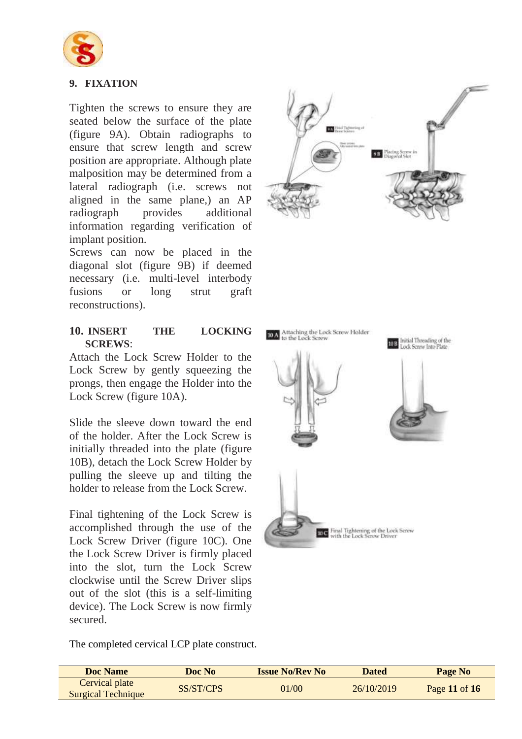## 9. FIXATION

Tighten the screws to ensure they are seated below the surface of the plate (figure 9A). Obtain radiographs to ensure that screw length and screw position are appropriate. Although plate malposition may be determined from a lateral radiograph (i.e. screws not aligned in the same plane,) an AP radiograph provides additional information regarding verification of implant position.

Screws can now be placed in the diagonal slot (figure 9B) if deemed necessary (i.e. multi-level interbody fusions or long strut graft reconstructions).

## 10. INSERT THE LOCKING SCREWS:

Attach the Lock Screw Holder to the Lock Screw by gently squeezing the prongs, then engage the Holder into the Lock Screw (figure 10A).

Slide the sleeve down toward the end of the holder. After the Lock Screw is initially threaded into the plate (figure 10B), detach the Lock Screw Holder by pulling the sleeve up and tilting the holder to release from the Lock Screw.

Final tightening of the Lock Screw is accomplished through the use of the Lock Screw Driver (figure 10C). One the Lock Screw Driver is firmly placed into the slot, turn the Lock Screw clockwise until the Screw Driver slips out of the slot (this is a self-limiting device). The Lock Screw is now firmly secured.

9A Final Tightening of Bone Screws

9B Placing Screw in Diagonal Slot

10A Attaching the Lock Screw Holder to the Lock Screw

10B Initial Threading of the Lock Screw Into Plate

10C Final Tightening of the Lock Screw with the Lock Screw Driver

The completed cervical LCP plate construct.

| Doc Name | Doc No | Issue No/Rev No | Dated | Page No |
|---|---|---|---|---|
| Cervical plate Surgical Technique | SS/ST/CPS | 01/00 | 26/10/2019 | Page **11** of **16** |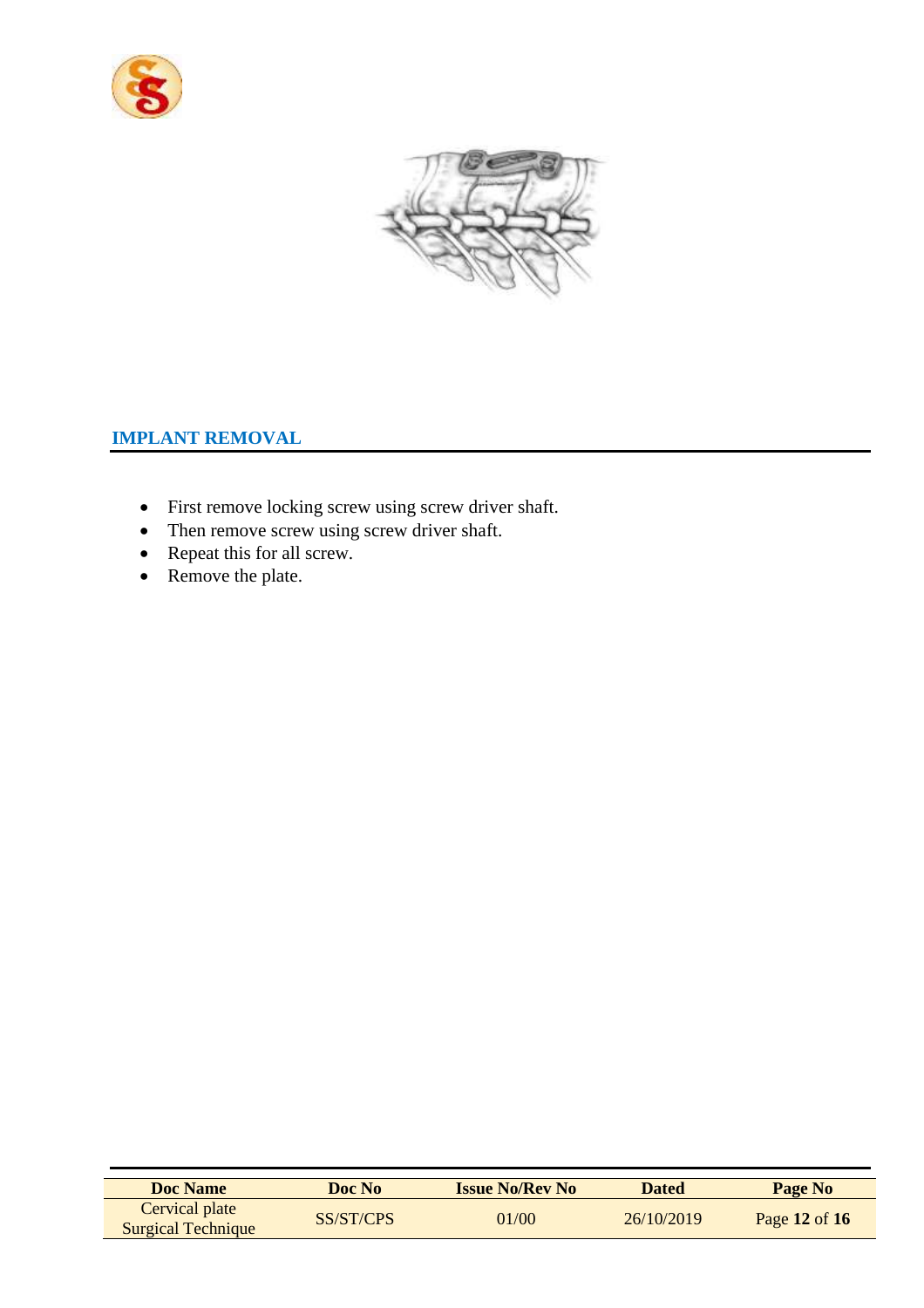## IMPLANT REMOVAL

- First remove locking screw using screw driver shaft.
- Then remove screw using screw driver shaft.
- Repeat this for all screw.
- Remove the plate.

| Doc Name | Doc No | Issue No/Rev No | Dated | Page No |
|---|---|---|---|---|
| Cervical plate Surgical Technique | SS/ST/CPS | 01/00 | 26/10/2019 | Page **12** of **16** |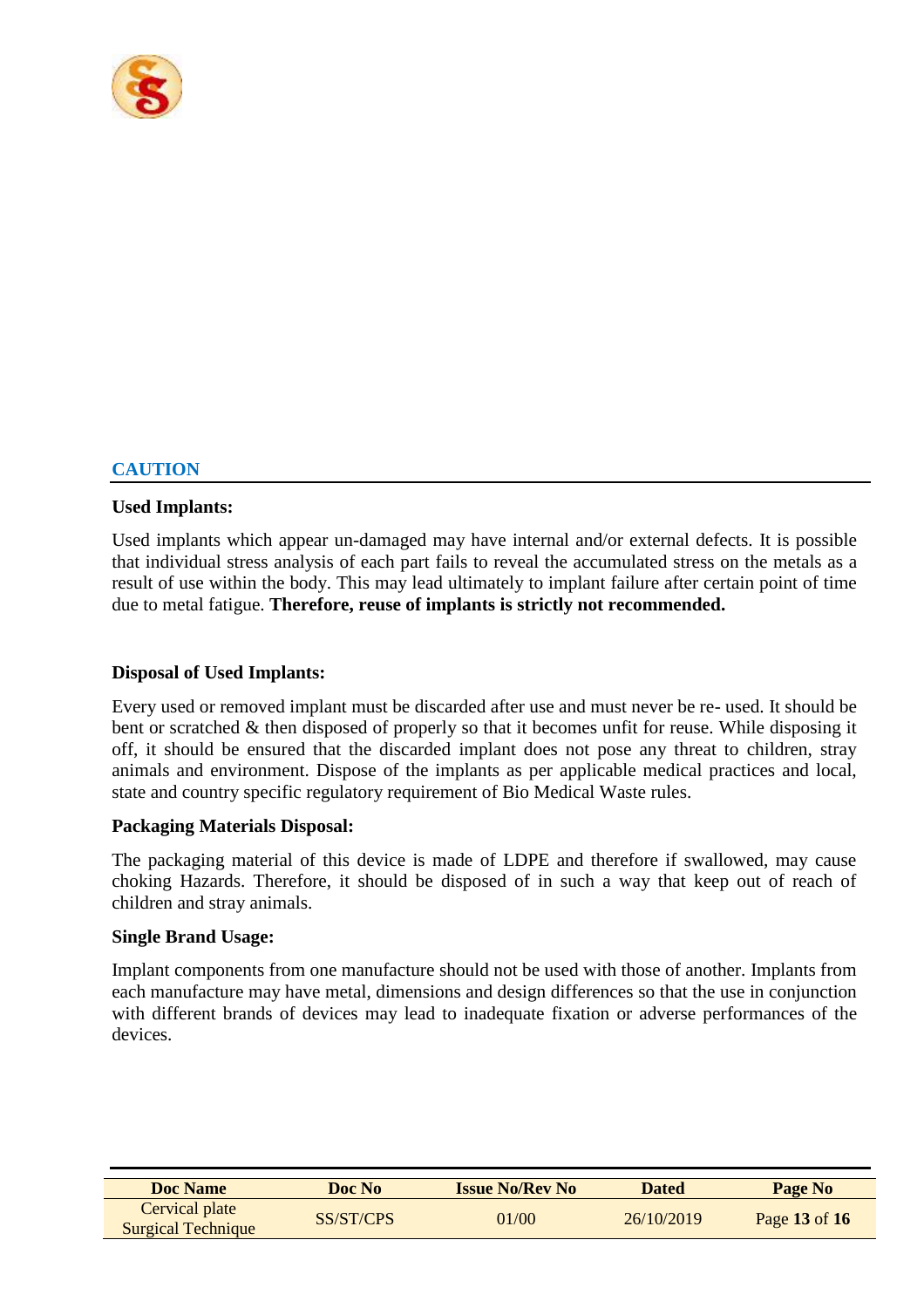## CAUTION

**Used Implants:**

Used implants which appear un-damaged may have internal and/or external defects. It is possible that individual stress analysis of each part fails to reveal the accumulated stress on the metals as a result of use within the body. This may lead ultimately to implant failure after certain point of time due to metal fatigue. **Therefore, reuse of implants is strictly not recommended.**

**Disposal of Used Implants:**

Every used or removed implant must be discarded after use and must never be re- used. It should be bent or scratched & then disposed of properly so that it becomes unfit for reuse. While disposing it off, it should be ensured that the discarded implant does not pose any threat to children, stray animals and environment. Dispose of the implants as per applicable medical practices and local, state and country specific regulatory requirement of Bio Medical Waste rules.

**Packaging Materials Disposal:**

The packaging material of this device is made of LDPE and therefore if swallowed, may cause choking Hazards. Therefore, it should be disposed of in such a way that keep out of reach of children and stray animals.

**Single Brand Usage:**

Implant components from one manufacture should not be used with those of another. Implants from each manufacture may have metal, dimensions and design differences so that the use in conjunction with different brands of devices may lead to inadequate fixation or adverse performances of the devices.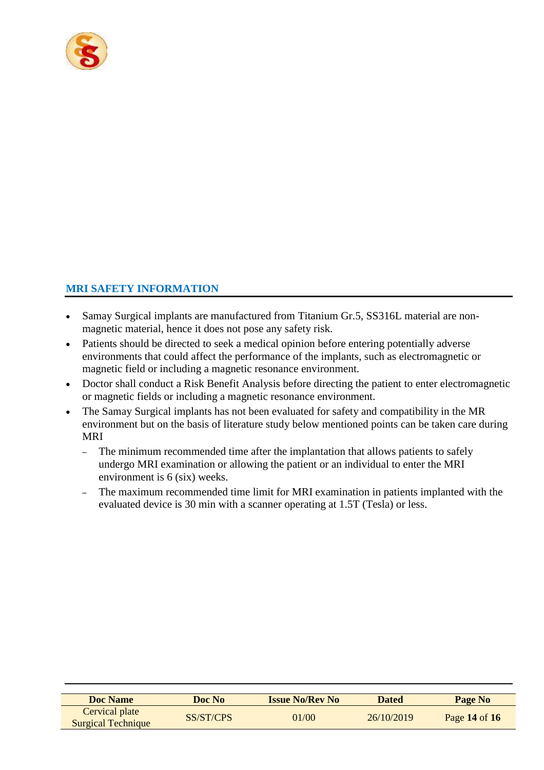## MRI SAFETY INFORMATION

- Samay Surgical implants are manufactured from Titanium Gr.5, SS316L material are non-magnetic material, hence it does not pose any safety risk.
- Patients should be directed to seek a medical opinion before entering potentially adverse environments that could affect the performance of the implants, such as electromagnetic or magnetic field or including a magnetic resonance environment.
- Doctor shall conduct a Risk Benefit Analysis before directing the patient to enter electromagnetic or magnetic fields or including a magnetic resonance environment.
- The Samay Surgical implants has not been evaluated for safety and compatibility in the MR environment but on the basis of literature study below mentioned points can be taken care during MRI
  - The minimum recommended time after the implantation that allows patients to safely undergo MRI examination or allowing the patient or an individual to enter the MRI environment is 6 (six) weeks.
  - The maximum recommended time limit for MRI examination in patients implanted with the evaluated device is 30 min with a scanner operating at 1.5T (Tesla) or less.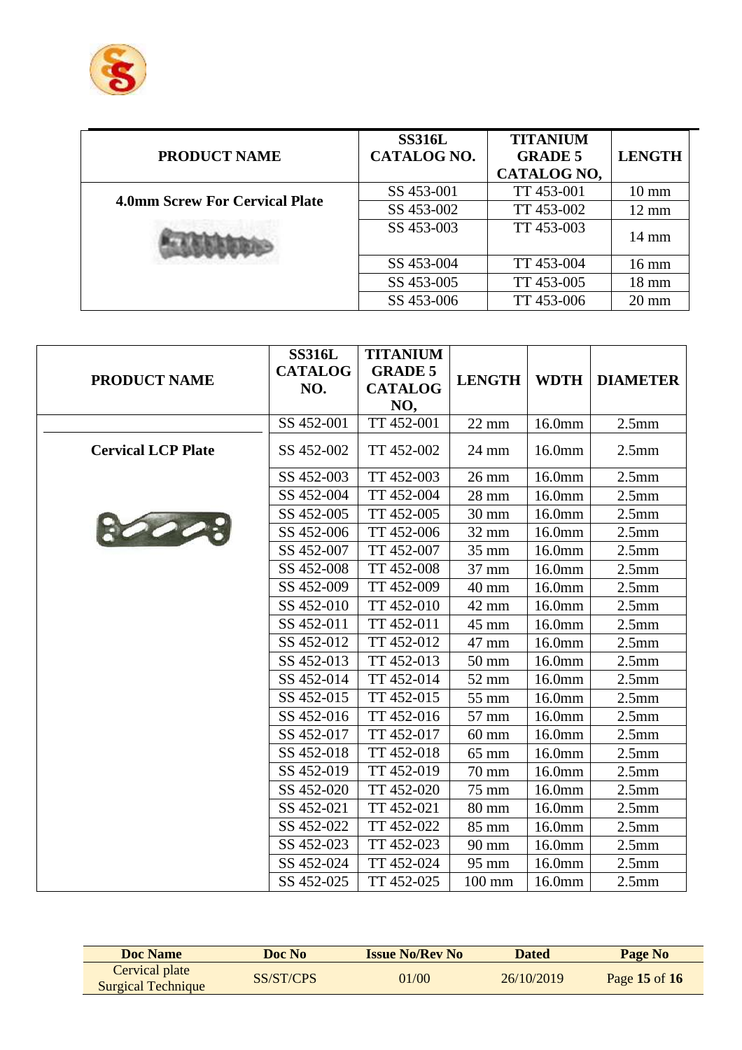| PRODUCT NAME | SS316L CATALOG NO. | TITANIUM GRADE 5 CATALOG NO, | LENGTH |
|---|---|---|---|
| **4.0mm Screw For Cervical Plate** | SS 453-001 | TT 453-001 | 10 mm |
| | SS 453-002 | TT 453-002 | 12 mm |
| | SS 453-003 | TT 453-003 | 14 mm |
| | SS 453-004 | TT 453-004 | 16 mm |
| | SS 453-005 | TT 453-005 | 18 mm |
| | SS 453-006 | TT 453-006 | 20 mm |

| PRODUCT NAME | SS316L CATALOG NO. | TITANIUM GRADE 5 CATALOG NO, | LENGTH | WDTH | DIAMETER |
|---|---|---|---|---|---|
| **Cervical LCP Plate** | SS 452-001 | TT 452-001 | 22 mm | 16.0mm | 2.5mm |
| | SS 452-002 | TT 452-002 | 24 mm | 16.0mm | 2.5mm |
| | SS 452-003 | TT 452-003 | 26 mm | 16.0mm | 2.5mm |
| | SS 452-004 | TT 452-004 | 28 mm | 16.0mm | 2.5mm |
| | SS 452-005 | TT 452-005 | 30 mm | 16.0mm | 2.5mm |
| | SS 452-006 | TT 452-006 | 32 mm | 16.0mm | 2.5mm |
| | SS 452-007 | TT 452-007 | 35 mm | 16.0mm | 2.5mm |
| | SS 452-008 | TT 452-008 | 37 mm | 16.0mm | 2.5mm |
| | SS 452-009 | TT 452-009 | 40 mm | 16.0mm | 2.5mm |
| | SS 452-010 | TT 452-010 | 42 mm | 16.0mm | 2.5mm |
| | SS 452-011 | TT 452-011 | 45 mm | 16.0mm | 2.5mm |
| | SS 452-012 | TT 452-012 | 47 mm | 16.0mm | 2.5mm |
| | SS 452-013 | TT 452-013 | 50 mm | 16.0mm | 2.5mm |
| | SS 452-014 | TT 452-014 | 52 mm | 16.0mm | 2.5mm |
| | SS 452-015 | TT 452-015 | 55 mm | 16.0mm | 2.5mm |
| | SS 452-016 | TT 452-016 | 57 mm | 16.0mm | 2.5mm |
| | SS 452-017 | TT 452-017 | 60 mm | 16.0mm | 2.5mm |
| | SS 452-018 | TT 452-018 | 65 mm | 16.0mm | 2.5mm |
| | SS 452-019 | TT 452-019 | 70 mm | 16.0mm | 2.5mm |
| | SS 452-020 | TT 452-020 | 75 mm | 16.0mm | 2.5mm |
| | SS 452-021 | TT 452-021 | 80 mm | 16.0mm | 2.5mm |
| | SS 452-022 | TT 452-022 | 85 mm | 16.0mm | 2.5mm |
| | SS 452-023 | TT 452-023 | 90 mm | 16.0mm | 2.5mm |
| | SS 452-024 | TT 452-024 | 95 mm | 16.0mm | 2.5mm |
| | SS 452-025 | TT 452-025 | 100 mm | 16.0mm | 2.5mm |

| Doc Name | Doc No | Issue No/Rev No | Dated | Page No |
|---|---|---|---|---|
| Cervical plate Surgical Technique | SS/ST/CPS | 01/00 | 26/10/2019 | Page **15** of **16** |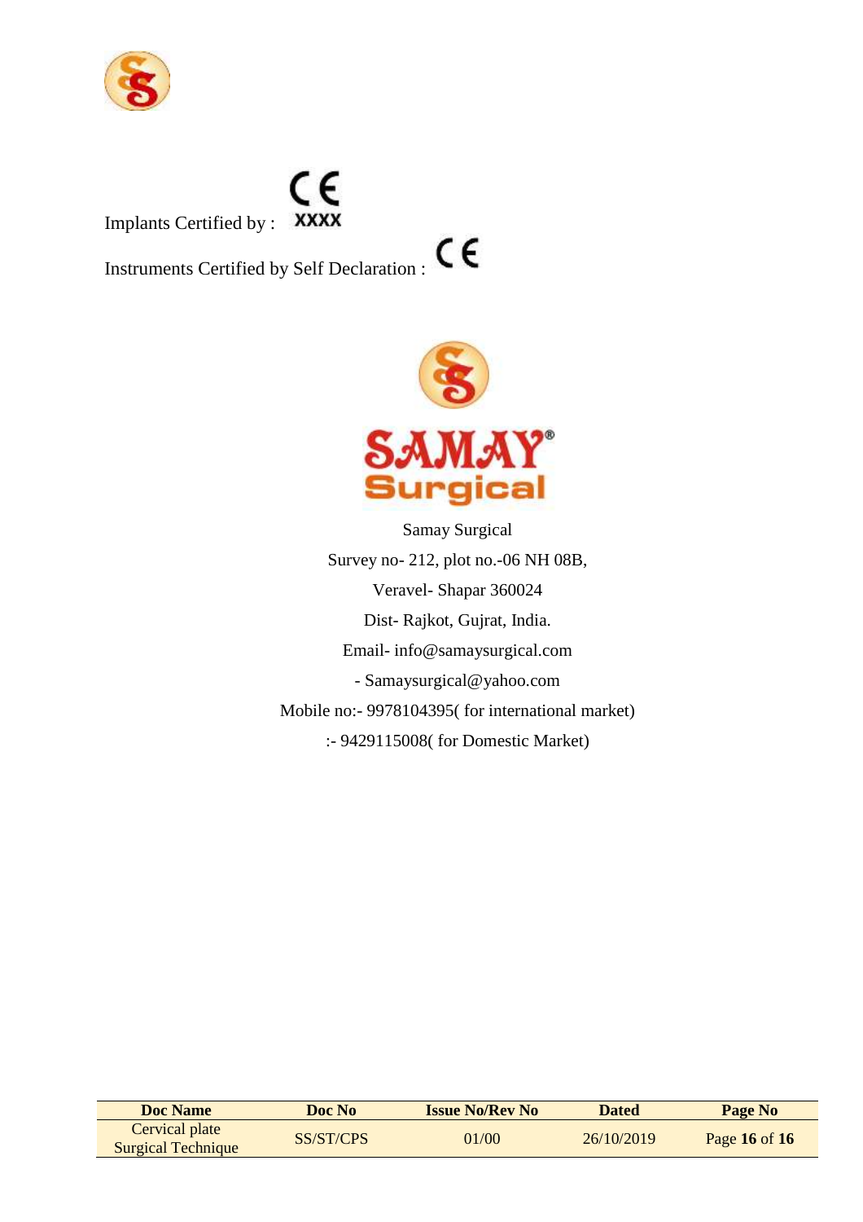Implants Certified by : CE XXXX

Instruments Certified by Self Declaration : CE

SAMAY® Surgical

Samay Surgical

Survey no- 212, plot no.-06 NH 08B,

Veravel- Shapar 360024

Dist- Rajkot, Gujrat, India.

Email- info@samaysurgical.com

- Samaysurgical@yahoo.com

Mobile no:- 9978104395( for international market)

:- 9429115008( for Domestic Market)